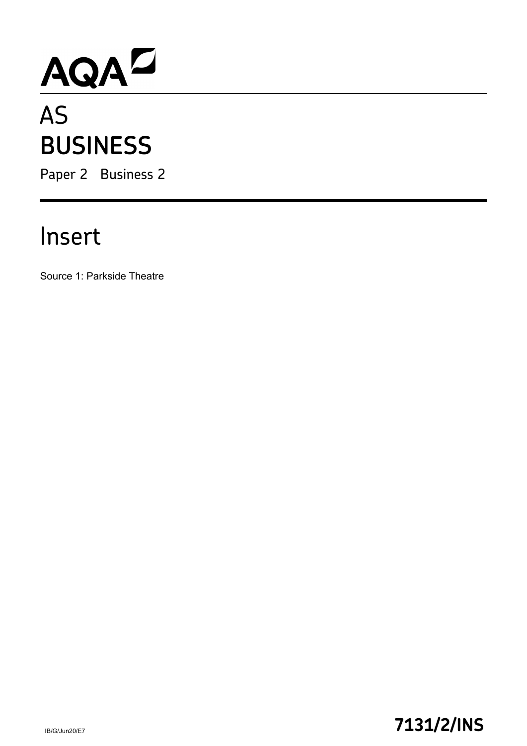AQA

# AS
# BUSINESS

Paper 2 Business 2

## Insert

Source 1: Parkside Theatre

IB/G/Jun20/E7

**7131/2/INS**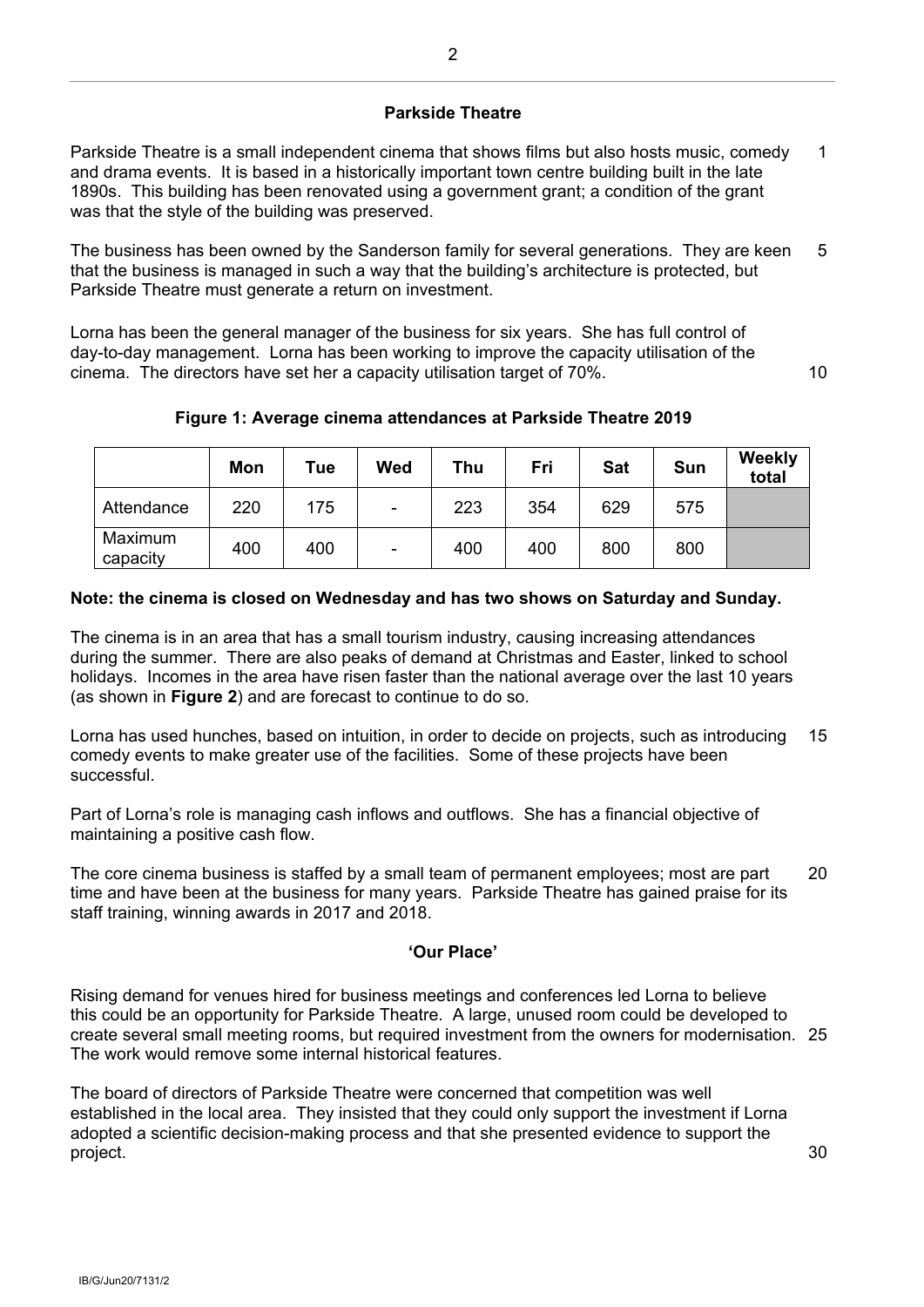## Parkside Theatre

Parkside Theatre is a small independent cinema that shows films but also hosts music, comedy and drama events. It is based in a historically important town centre building built in the late 1890s. This building has been renovated using a government grant; a condition of the grant was that the style of the building was preserved.

The business has been owned by the Sanderson family for several generations. They are keen that the business is managed in such a way that the building's architecture is protected, but Parkside Theatre must generate a return on investment.

Lorna has been the general manager of the business for six years. She has full control of day-to-day management. Lorna has been working to improve the capacity utilisation of the cinema. The directors have set her a capacity utilisation target of 70%.

**Figure 1: Average cinema attendances at Parkside Theatre 2019**

| | Mon | Tue | Wed | Thu | Fri | Sat | Sun | Weekly total |
|---|---|---|---|---|---|---|---|---|
| Attendance | 220 | 175 | - | 223 | 354 | 629 | 575 | |
| Maximum capacity | 400 | 400 | - | 400 | 400 | 800 | 800 | |

**Note: the cinema is closed on Wednesday and has two shows on Saturday and Sunday.**

The cinema is in an area that has a small tourism industry, causing increasing attendances during the summer. There are also peaks of demand at Christmas and Easter, linked to school holidays. Incomes in the area have risen faster than the national average over the last 10 years (as shown in **Figure 2**) and are forecast to continue to do so.

Lorna has used hunches, based on intuition, in order to decide on projects, such as introducing comedy events to make greater use of the facilities. Some of these projects have been successful.

Part of Lorna's role is managing cash inflows and outflows. She has a financial objective of maintaining a positive cash flow.

The core cinema business is staffed by a small team of permanent employees; most are part time and have been at the business for many years. Parkside Theatre has gained praise for its staff training, winning awards in 2017 and 2018.

### 'Our Place'

Rising demand for venues hired for business meetings and conferences led Lorna to believe this could be an opportunity for Parkside Theatre. A large, unused room could be developed to create several small meeting rooms, but required investment from the owners for modernisation. The work would remove some internal historical features.

The board of directors of Parkside Theatre were concerned that competition was well established in the local area. They insisted that they could only support the investment if Lorna adopted a scientific decision-making process and that she presented evidence to support the project.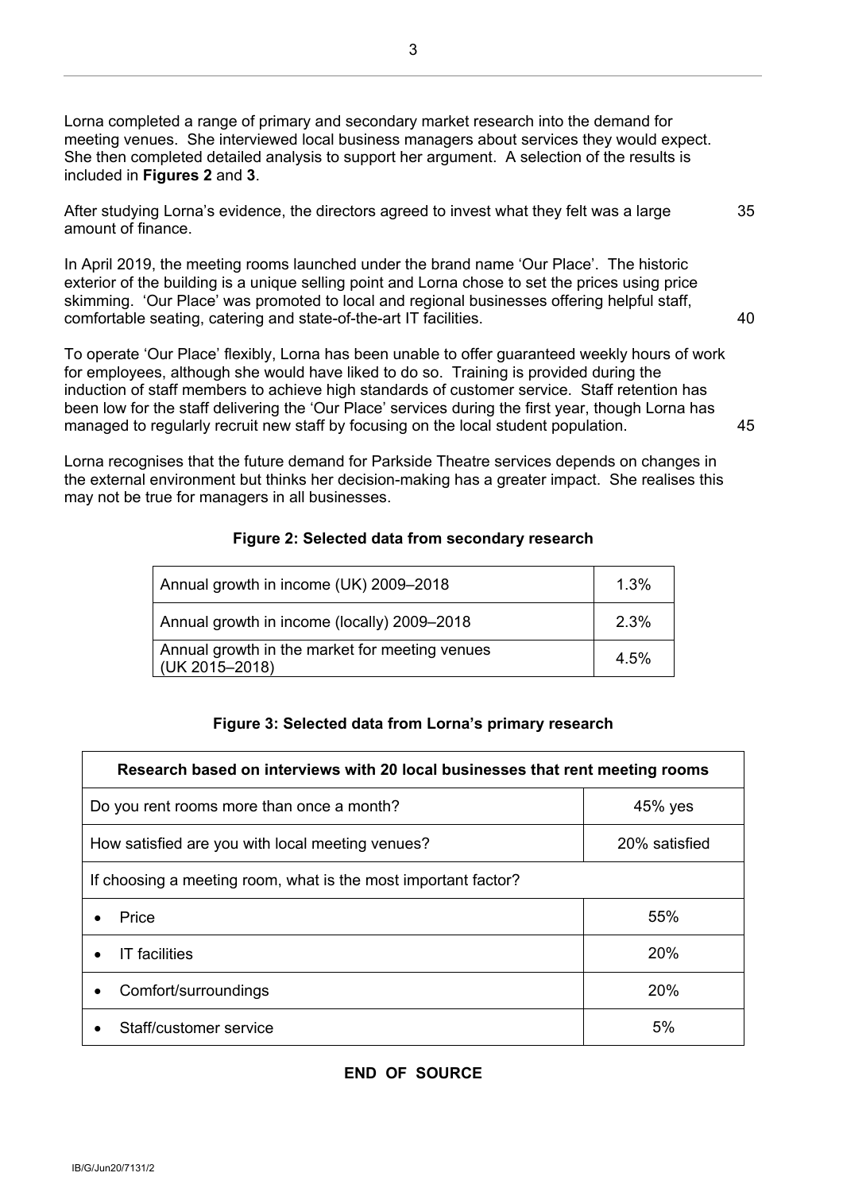Lorna completed a range of primary and secondary market research into the demand for meeting venues. She interviewed local business managers about services they would expect. She then completed detailed analysis to support her argument. A selection of the results is included in **Figures 2** and **3**.

After studying Lorna's evidence, the directors agreed to invest what they felt was a large amount of finance. 35

In April 2019, the meeting rooms launched under the brand name 'Our Place'. The historic exterior of the building is a unique selling point and Lorna chose to set the prices using price skimming. 'Our Place' was promoted to local and regional businesses offering helpful staff, comfortable seating, catering and state-of-the-art IT facilities. 40

To operate 'Our Place' flexibly, Lorna has been unable to offer guaranteed weekly hours of work for employees, although she would have liked to do so. Training is provided during the induction of staff members to achieve high standards of customer service. Staff retention has been low for the staff delivering the 'Our Place' services during the first year, though Lorna has managed to regularly recruit new staff by focusing on the local student population. 45

Lorna recognises that the future demand for Parkside Theatre services depends on changes in the external environment but thinks her decision-making has a greater impact. She realises this may not be true for managers in all businesses.

**Figure 2: Selected data from secondary research**

| | |
|---|---|
| Annual growth in income (UK) 2009–2018 | 1.3% |
| Annual growth in income (locally) 2009–2018 | 2.3% |
| Annual growth in the market for meeting venues (UK 2015–2018) | 4.5% |

**Figure 3: Selected data from Lorna's primary research**

| **Research based on interviews with 20 local businesses that rent meeting rooms** | |
|---|---|
| Do you rent rooms more than once a month? | 45% yes |
| How satisfied are you with local meeting venues? | 20% satisfied |
| If choosing a meeting room, what is the most important factor? | |
| • Price | 55% |
| • IT facilities | 20% |
| • Comfort/surroundings | 20% |
| • Staff/customer service | 5% |

**END OF SOURCE**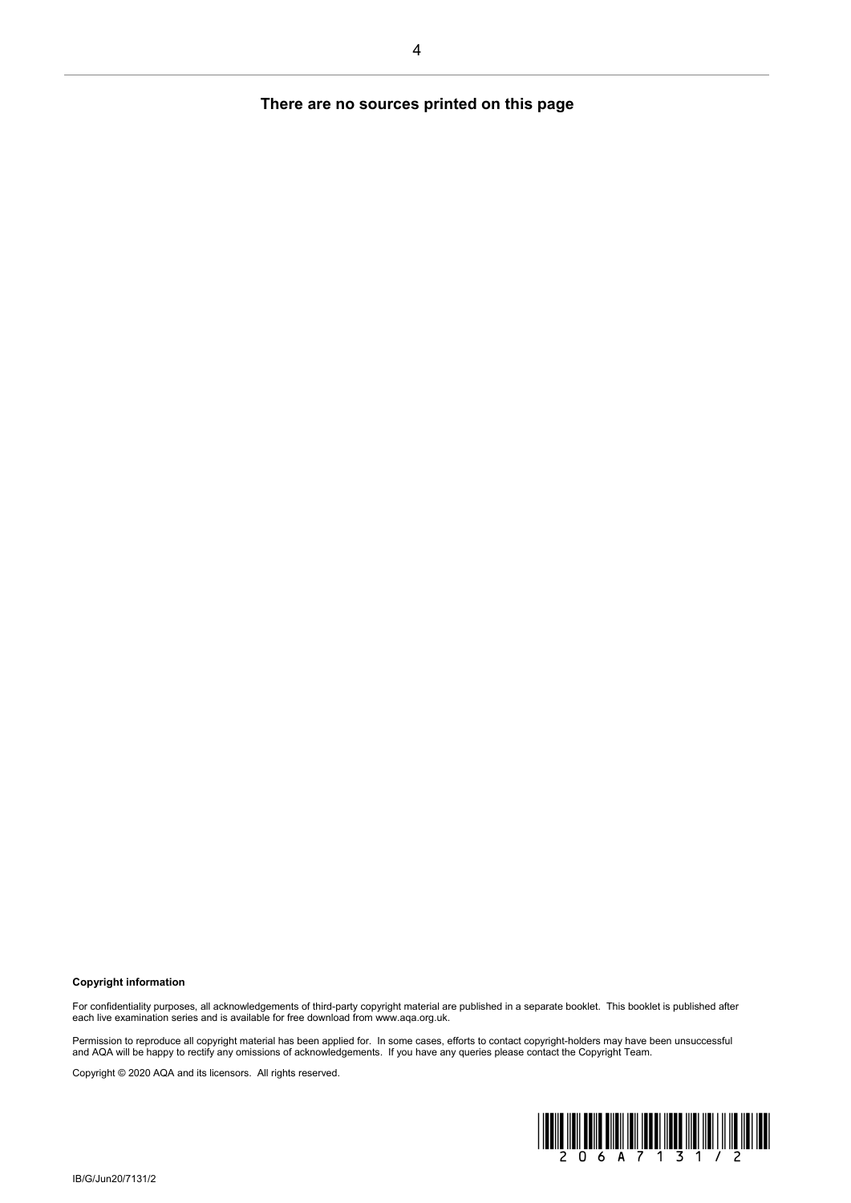**There are no sources printed on this page**

**Copyright information**

For confidentiality purposes, all acknowledgements of third-party copyright material are published in a separate booklet. This booklet is published after each live examination series and is available for free download from www.aqa.org.uk.

Permission to reproduce all copyright material has been applied for. In some cases, efforts to contact copyright-holders may have been unsuccessful and AQA will be happy to rectify any omissions of acknowledgements. If you have any queries please contact the Copyright Team.

Copyright © 2020 AQA and its licensors. All rights reserved.

IB/G/Jun20/7131/2